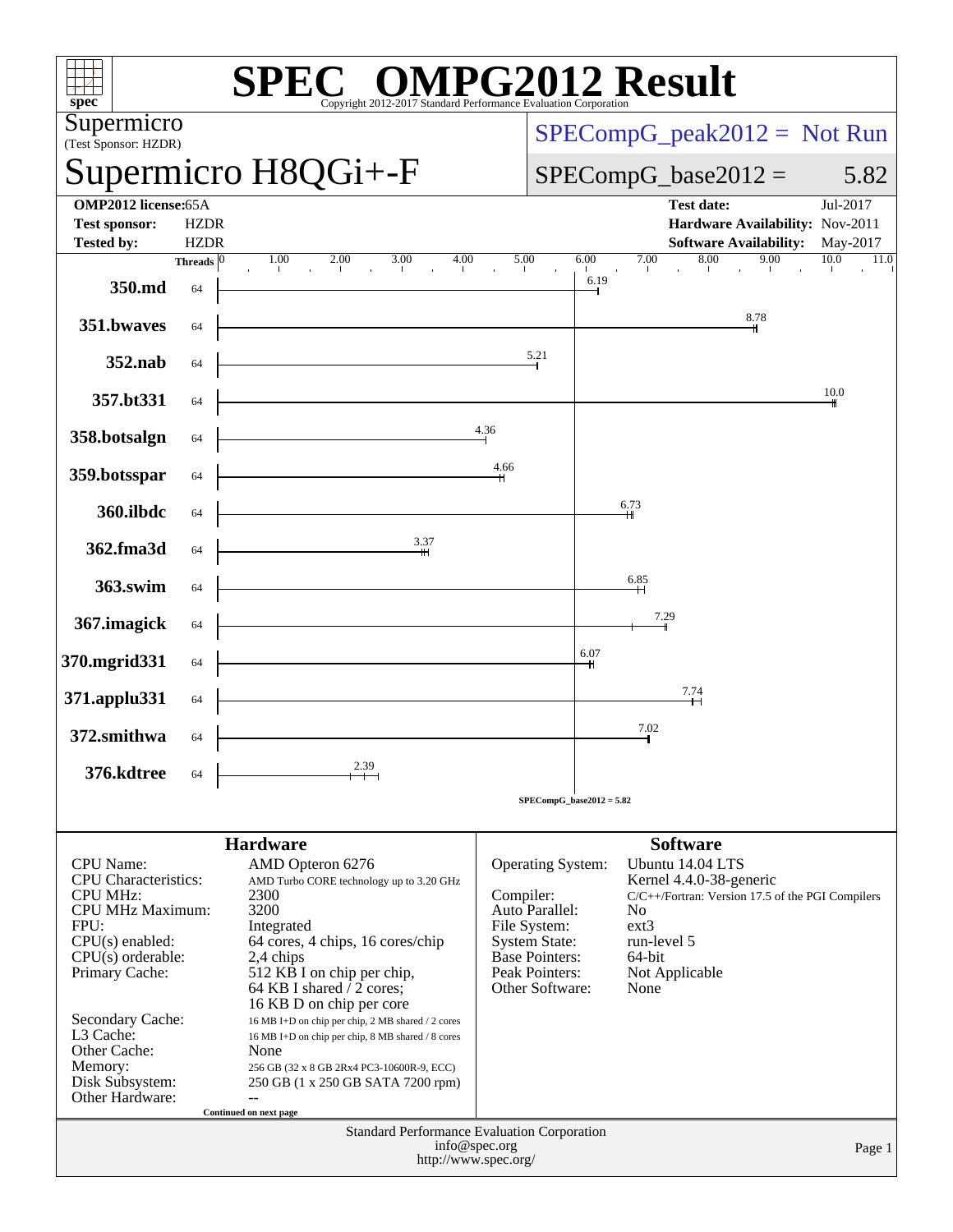# SPEC® OMPG2012 Result

Copyright 2012-2017 Standard Performance Evaluation Corporation

**Supermicro**
(Test Sponsor: HZDR)

## Supermicro H8QGi+-F

SPECompG_peak2012 = Not Run

SPECompG_base2012 = 5.82

| | | | |
|---|---|---|---|
| **OMP2012 license:** | 65A | **Test date:** | Jul-2017 |
| **Test sponsor:** | HZDR | **Hardware Availability:** | Nov-2011 |
| **Tested by:** | HZDR | **Software Availability:** | May-2017 |

| Benchmark | Threads | Base Ratio |
|---|---|---|
| 350.md | 64 | 6.19 |
| 351.bwaves | 64 | 8.78 |
| 352.nab | 64 | 5.21 |
| 357.bt331 | 64 | 10.0 |
| 358.botsalgn | 64 | 4.36 |
| 359.botsspar | 64 | 4.66 |
| 360.ilbdc | 64 | 6.73 |
| 362.fma3d | 64 | 3.37 |
| 363.swim | 64 | 6.85 |
| 367.imagick | 64 | 7.29 |
| 370.mgrid331 | 64 | 6.07 |
| 371.applu331 | 64 | 7.74 |
| 372.smithwa | 64 | 7.02 |
| 376.kdtree | 64 | 2.39 |

SPECompG_base2012 = 5.82

### Hardware

| | |
|---|---|
| CPU Name: | AMD Opteron 6276 |
| CPU Characteristics: | AMD Turbo CORE technology up to 3.20 GHz |
| CPU MHz: | 2300 |
| CPU MHz Maximum: | 3200 |
| FPU: | Integrated |
| CPU(s) enabled: | 64 cores, 4 chips, 16 cores/chip |
| CPU(s) orderable: | 2,4 chips |
| Primary Cache: | 512 KB I on chip per chip, 64 KB I shared / 2 cores; 16 KB D on chip per core |
| Secondary Cache: | 16 MB I+D on chip per chip, 2 MB shared / 2 cores |
| L3 Cache: | 16 MB I+D on chip per chip, 8 MB shared / 8 cores |
| Other Cache: | None |
| Memory: | 256 GB (32 x 8 GB 2Rx4 PC3-10600R-9, ECC) |
| Disk Subsystem: | 250 GB (1 x 250 GB SATA 7200 rpm) |
| Other Hardware: | -- |

Continued on next page

### Software

| | |
|---|---|
| Operating System: | Ubuntu 14.04 LTS<br>Kernel 4.4.0-38-generic |
| Compiler: | C/C++/Fortran: Version 17.5 of the PGI Compilers |
| Auto Parallel: | No |
| File System: | ext3 |
| System State: | run-level 5 |
| Base Pointers: | 64-bit |
| Peak Pointers: | Not Applicable |
| Other Software: | None |

Standard Performance Evaluation Corporation
info@spec.org
http://www.spec.org/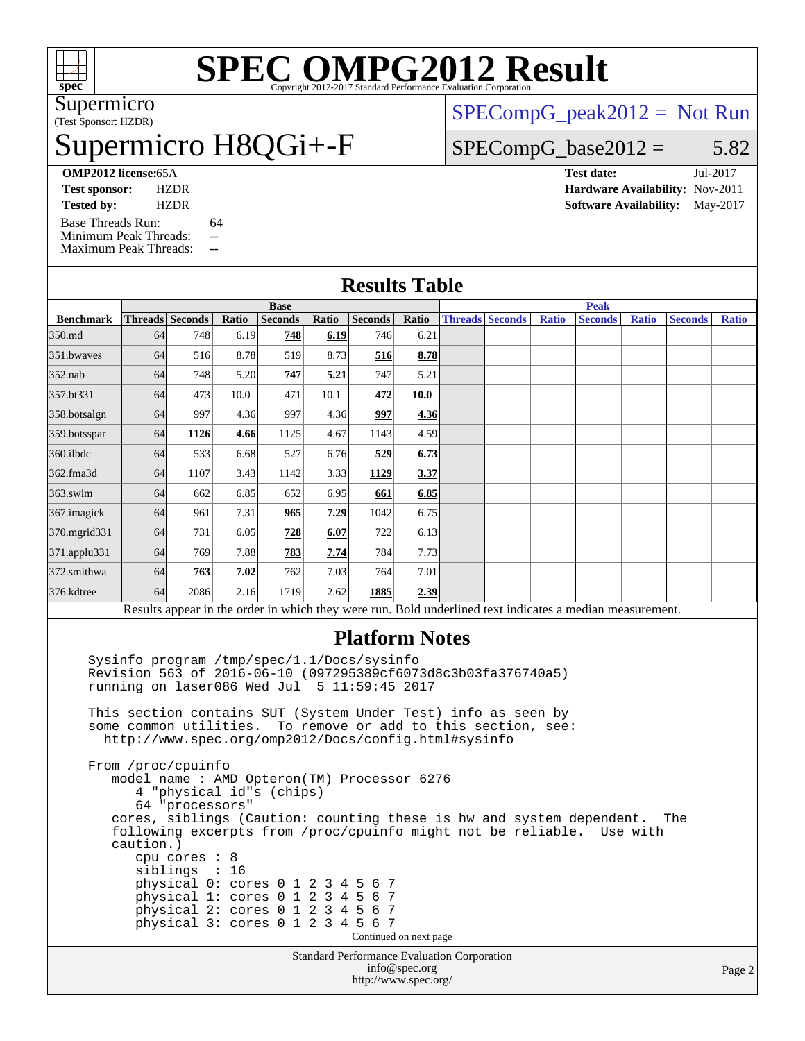# SPEC OMPG2012 Result

Copyright 2012-2017 Standard Performance Evaluation Corporation

Supermicro
(Test Sponsor: HZDR)

# Supermicro H8QGi+-F

SPECompG_peak2012 = Not Run

SPECompG_base2012 = 5.82

**OMP2012 license:** 65A
**Test sponsor:** HZDR
**Tested by:** HZDR

**Test date:** Jul-2017
**Hardware Availability:** Nov-2011
**Software Availability:** May-2017

Base Threads Run: 64
Minimum Peak Threads: --
Maximum Peak Threads: --

## Results Table

| Benchmark | Base | | | | | | | Peak | | | | | | |
|---|---|---|---|---|---|---|---|---|---|---|---|---|---|---|
| | Threads | Seconds | Ratio | Seconds | Ratio | Seconds | Ratio | Threads | Seconds | Ratio | Seconds | Ratio | Seconds | Ratio |
| 350.md | 64 | 748 | 6.19 | **748** | **6.19** | 746 | 6.21 | | | | | | | |
| 351.bwaves | 64 | 516 | 8.78 | 519 | 8.73 | **516** | **8.78** | | | | | | | |
| 352.nab | 64 | 748 | 5.20 | **747** | **5.21** | 747 | 5.21 | | | | | | | |
| 357.bt331 | 64 | 473 | 10.0 | 471 | 10.1 | **472** | **10.0** | | | | | | | |
| 358.botsalgn | 64 | 997 | 4.36 | 997 | 4.36 | **997** | **4.36** | | | | | | | |
| 359.botsspar | 64 | **1126** | **4.66** | 1125 | 4.67 | 1143 | 4.59 | | | | | | | |
| 360.ilbdc | 64 | 533 | 6.68 | 527 | 6.76 | **529** | **6.73** | | | | | | | |
| 362.fma3d | 64 | 1107 | 3.43 | 1142 | 3.33 | **1129** | **3.37** | | | | | | | |
| 363.swim | 64 | 662 | 6.85 | 652 | 6.95 | **661** | **6.85** | | | | | | | |
| 367.imagick | 64 | 961 | 7.31 | **965** | **7.29** | 1042 | 6.75 | | | | | | | |
| 370.mgrid331 | 64 | 731 | 6.05 | **728** | **6.07** | 722 | 6.13 | | | | | | | |
| 371.applu331 | 64 | 769 | 7.88 | **783** | **7.74** | 784 | 7.73 | | | | | | | |
| 372.smithwa | 64 | **763** | **7.02** | 762 | 7.03 | 764 | 7.01 | | | | | | | |
| 376.kdtree | 64 | 2086 | 2.16 | 1719 | 2.62 | **1885** | **2.39** | | | | | | | |

Results appear in the order in which they were run. Bold underlined text indicates a median measurement.

## Platform Notes

```
Sysinfo program /tmp/spec/1.1/Docs/sysinfo
Revision 563 of 2016-06-10 (097295389cf6073d8c3b03fa376740a5)
running on laser086 Wed Jul  5 11:59:45 2017

This section contains SUT (System Under Test) info as seen by
some common utilities.  To remove or add to this section, see:
  http://www.spec.org/omp2012/Docs/config.html#sysinfo

From /proc/cpuinfo
   model name : AMD Opteron(TM) Processor 6276
      4 "physical id"s (chips)
      64 "processors"
   cores, siblings (Caution: counting these is hw and system dependent.  The
   following excerpts from /proc/cpuinfo might not be reliable.  Use with
   caution.)
      cpu cores : 8
      siblings  : 16
      physical 0: cores 0 1 2 3 4 5 6 7
      physical 1: cores 0 1 2 3 4 5 6 7
      physical 2: cores 0 1 2 3 4 5 6 7
      physical 3: cores 0 1 2 3 4 5 6 7
```

Continued on next page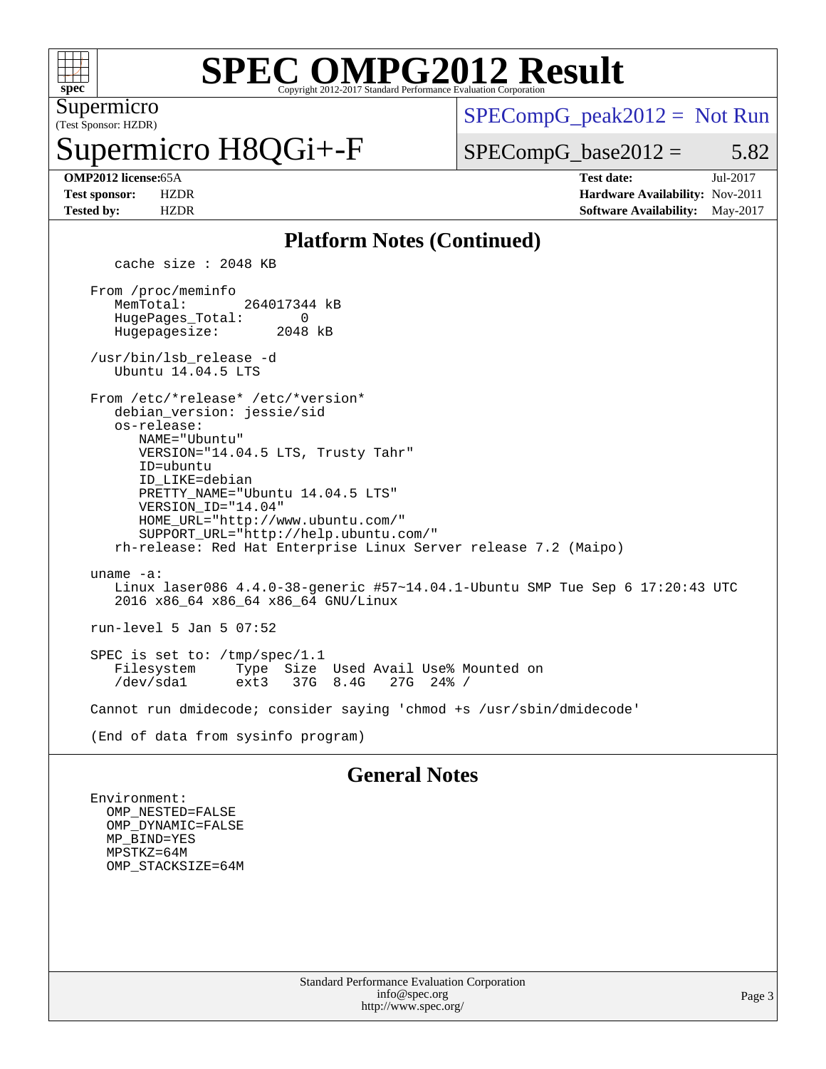# SPEC OMPG2012 Result

Copyright 2012-2017 Standard Performance Evaluation Corporation

Supermicro
(Test Sponsor: HZDR)

# Supermicro H8QGi+-F

SPECompG_peak2012 = Not Run

SPECompG_base2012 = 5.82

| | | | |
|---|---|---|---|
| **OMP2012 license:** | 65A | **Test date:** | Jul-2017 |
| **Test sponsor:** | HZDR | **Hardware Availability:** | Nov-2011 |
| **Tested by:** | HZDR | **Software Availability:** | May-2017 |

## Platform Notes (Continued)

```
   cache size : 2048 KB

From /proc/meminfo
   MemTotal:       264017344 kB
   HugePages_Total:       0
   Hugepagesize:       2048 kB

/usr/bin/lsb_release -d
   Ubuntu 14.04.5 LTS

From /etc/*release* /etc/*version*
   debian_version: jessie/sid
   os-release:
      NAME="Ubuntu"
      VERSION="14.04.5 LTS, Trusty Tahr"
      ID=ubuntu
      ID_LIKE=debian
      PRETTY_NAME="Ubuntu 14.04.5 LTS"
      VERSION_ID="14.04"
      HOME_URL="http://www.ubuntu.com/"
      SUPPORT_URL="http://help.ubuntu.com/"
   rh-release: Red Hat Enterprise Linux Server release 7.2 (Maipo)

uname -a:
   Linux laser086 4.4.0-38-generic #57~14.04.1-Ubuntu SMP Tue Sep 6 17:20:43 UTC
   2016 x86_64 x86_64 x86_64 GNU/Linux

run-level 5 Jan 5 07:52

SPEC is set to: /tmp/spec/1.1
   Filesystem     Type  Size  Used Avail Use% Mounted on
   /dev/sda1      ext3   37G  8.4G   27G  24% /

Cannot run dmidecode; consider saying 'chmod +s /usr/sbin/dmidecode'

(End of data from sysinfo program)
```

## General Notes

```
Environment:
  OMP_NESTED=FALSE
  OMP_DYNAMIC=FALSE
  MP_BIND=YES
  MPSTKZ=64M
  OMP_STACKSIZE=64M
```

Standard Performance Evaluation Corporation
info@spec.org
http://www.spec.org/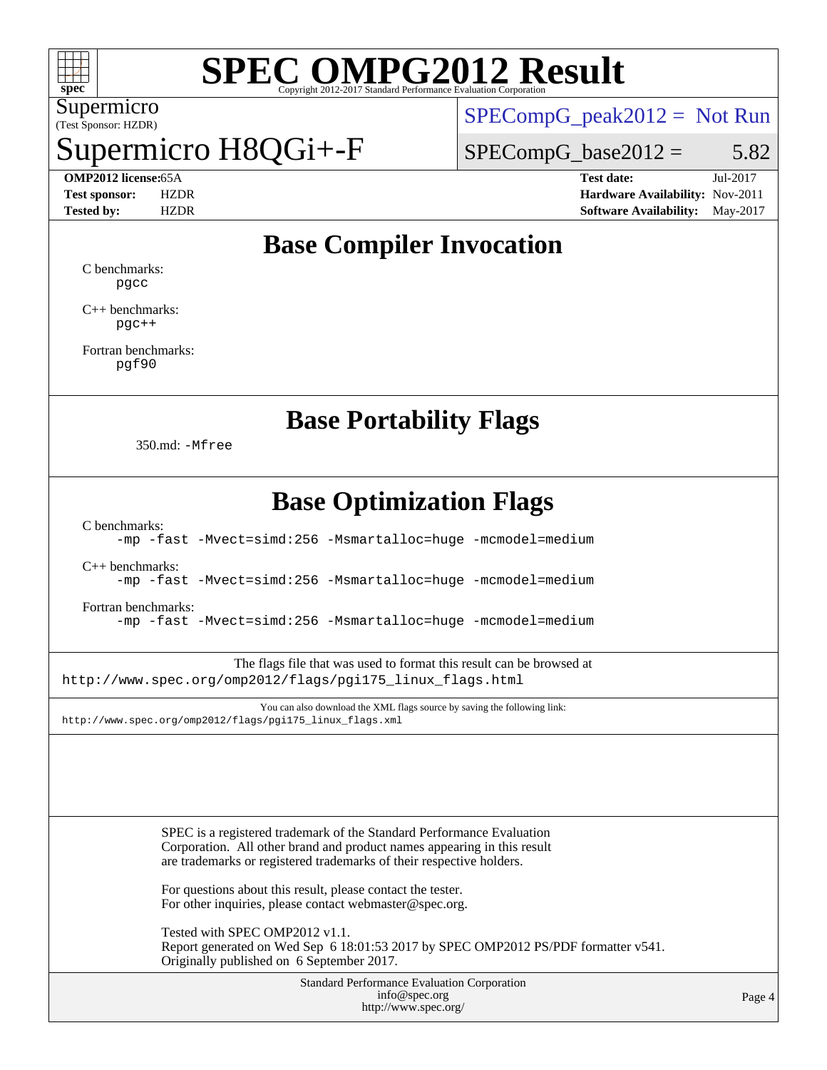Supermicro
(Test Sponsor: HZDR)

# Supermicro H8QGi+-F

SPECompG_peak2012 = Not Run

SPECompG_base2012 = 5.82

| | | | |
|---|---|---|---|
| **OMP2012 license:** | 65A | **Test date:** | Jul-2017 |
| **Test sponsor:** | HZDR | **Hardware Availability:** | Nov-2011 |
| **Tested by:** | HZDR | **Software Availability:** | May-2017 |

## Base Compiler Invocation

C benchmarks:
`pgcc`

C++ benchmarks:
`pgc++`

Fortran benchmarks:
`pgf90`

## Base Portability Flags

350.md: `-Mfree`

## Base Optimization Flags

C benchmarks:
`-mp -fast -Mvect=simd:256 -Msmartalloc=huge -mcmodel=medium`

C++ benchmarks:
`-mp -fast -Mvect=simd:256 -Msmartalloc=huge -mcmodel=medium`

Fortran benchmarks:
`-mp -fast -Mvect=simd:256 -Msmartalloc=huge -mcmodel=medium`

The flags file that was used to format this result can be browsed at
http://www.spec.org/omp2012/flags/pgi175_linux_flags.html

You can also download the XML flags source by saving the following link:
http://www.spec.org/omp2012/flags/pgi175_linux_flags.xml

SPEC is a registered trademark of the Standard Performance Evaluation Corporation. All other brand and product names appearing in this result are trademarks or registered trademarks of their respective holders.

For questions about this result, please contact the tester.
For other inquiries, please contact webmaster@spec.org.

Tested with SPEC OMP2012 v1.1.
Report generated on Wed Sep 6 18:01:53 2017 by SPEC OMP2012 PS/PDF formatter v541.
Originally published on 6 September 2017.